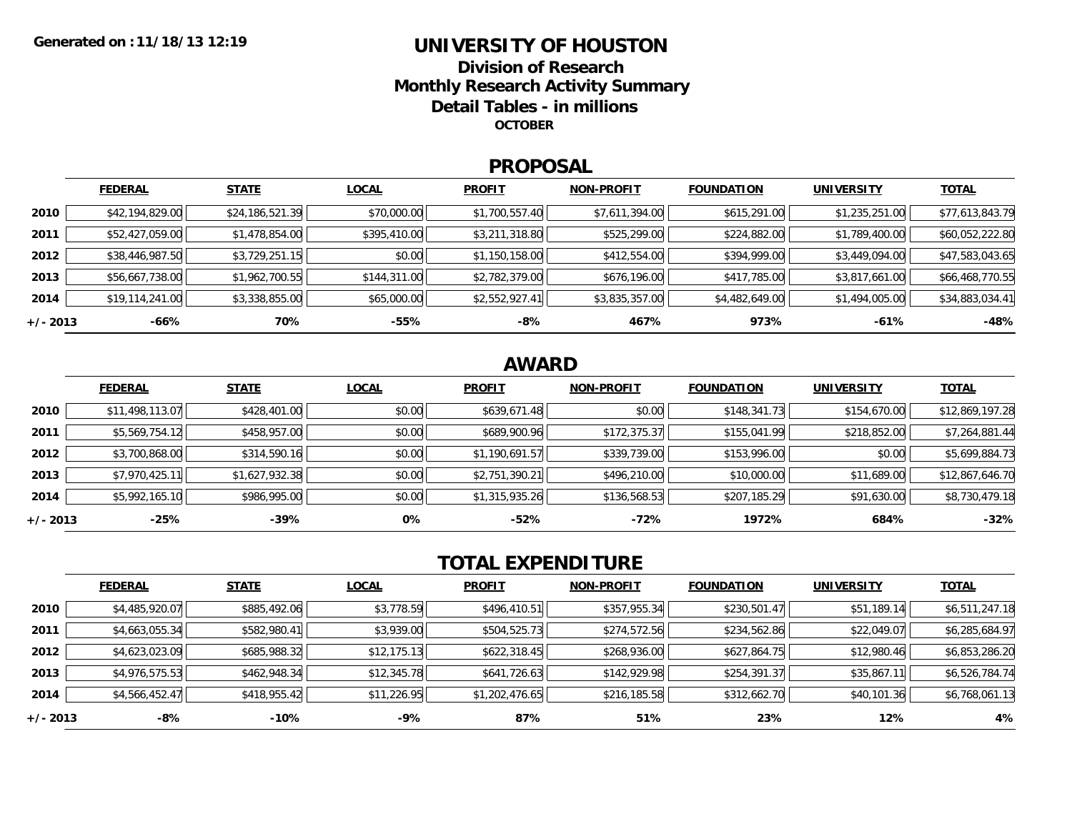Generated on : 11/18/13 12:19

# UNIVERSITY OF HOUSTON

## Division of Research
## Monthly Research Activity Summary
## Detail Tables - in millions

**OCTOBER**

## PROPOSAL

| | FEDERAL | STATE | LOCAL | PROFIT | NON-PROFIT | FOUNDATION | UNIVERSITY | TOTAL |
|---|---|---|---|---|---|---|---|---|
| 2010 | $42,194,829.00 | $24,186,521.39 | $70,000.00 | $1,700,557.40 | $7,611,394.00 | $615,291.00 | $1,235,251.00 | $77,613,843.79 |
| 2011 | $52,427,059.00 | $1,478,854.00 | $395,410.00 | $3,211,318.80 | $525,299.00 | $224,882.00 | $1,789,400.00 | $60,052,222.80 |
| 2012 | $38,446,987.50 | $3,729,251.15 | $0.00 | $1,150,158.00 | $412,554.00 | $394,999.00 | $3,449,094.00 | $47,583,043.65 |
| 2013 | $56,667,738.00 | $1,962,700.55 | $144,311.00 | $2,782,379.00 | $676,196.00 | $417,785.00 | $3,817,661.00 | $66,468,770.55 |
| 2014 | $19,114,241.00 | $3,338,855.00 | $65,000.00 | $2,552,927.41 | $3,835,357.00 | $4,482,649.00 | $1,494,005.00 | $34,883,034.41 |
| +/- 2013 | -66% | 70% | -55% | -8% | 467% | 973% | -61% | -48% |

## AWARD

| | FEDERAL | STATE | LOCAL | PROFIT | NON-PROFIT | FOUNDATION | UNIVERSITY | TOTAL |
|---|---|---|---|---|---|---|---|---|
| 2010 | $11,498,113.07 | $428,401.00 | $0.00 | $639,671.48 | $0.00 | $148,341.73 | $154,670.00 | $12,869,197.28 |
| 2011 | $5,569,754.12 | $458,957.00 | $0.00 | $689,900.96 | $172,375.37 | $155,041.99 | $218,852.00 | $7,264,881.44 |
| 2012 | $3,700,868.00 | $314,590.16 | $0.00 | $1,190,691.57 | $339,739.00 | $153,996.00 | $0.00 | $5,699,884.73 |
| 2013 | $7,970,425.11 | $1,627,932.38 | $0.00 | $2,751,390.21 | $496,210.00 | $10,000.00 | $11,689.00 | $12,867,646.70 |
| 2014 | $5,992,165.10 | $986,995.00 | $0.00 | $1,315,935.26 | $136,568.53 | $207,185.29 | $91,630.00 | $8,730,479.18 |
| +/- 2013 | -25% | -39% | 0% | -52% | -72% | 1972% | 684% | -32% |

## TOTAL EXPENDITURE

| | FEDERAL | STATE | LOCAL | PROFIT | NON-PROFIT | FOUNDATION | UNIVERSITY | TOTAL |
|---|---|---|---|---|---|---|---|---|
| 2010 | $4,485,920.07 | $885,492.06 | $3,778.59 | $496,410.51 | $357,955.34 | $230,501.47 | $51,189.14 | $6,511,247.18 |
| 2011 | $4,663,055.34 | $582,980.41 | $3,939.00 | $504,525.73 | $274,572.56 | $234,562.86 | $22,049.07 | $6,285,684.97 |
| 2012 | $4,623,023.09 | $685,988.32 | $12,175.13 | $622,318.45 | $268,936.00 | $627,864.75 | $12,980.46 | $6,853,286.20 |
| 2013 | $4,976,575.53 | $462,948.34 | $12,345.78 | $641,726.63 | $142,929.98 | $254,391.37 | $35,867.11 | $6,526,784.74 |
| 2014 | $4,566,452.47 | $418,955.42 | $11,226.95 | $1,202,476.65 | $216,185.58 | $312,662.70 | $40,101.36 | $6,768,061.13 |
| +/- 2013 | -8% | -10% | -9% | 87% | 51% | 23% | 12% | 4% |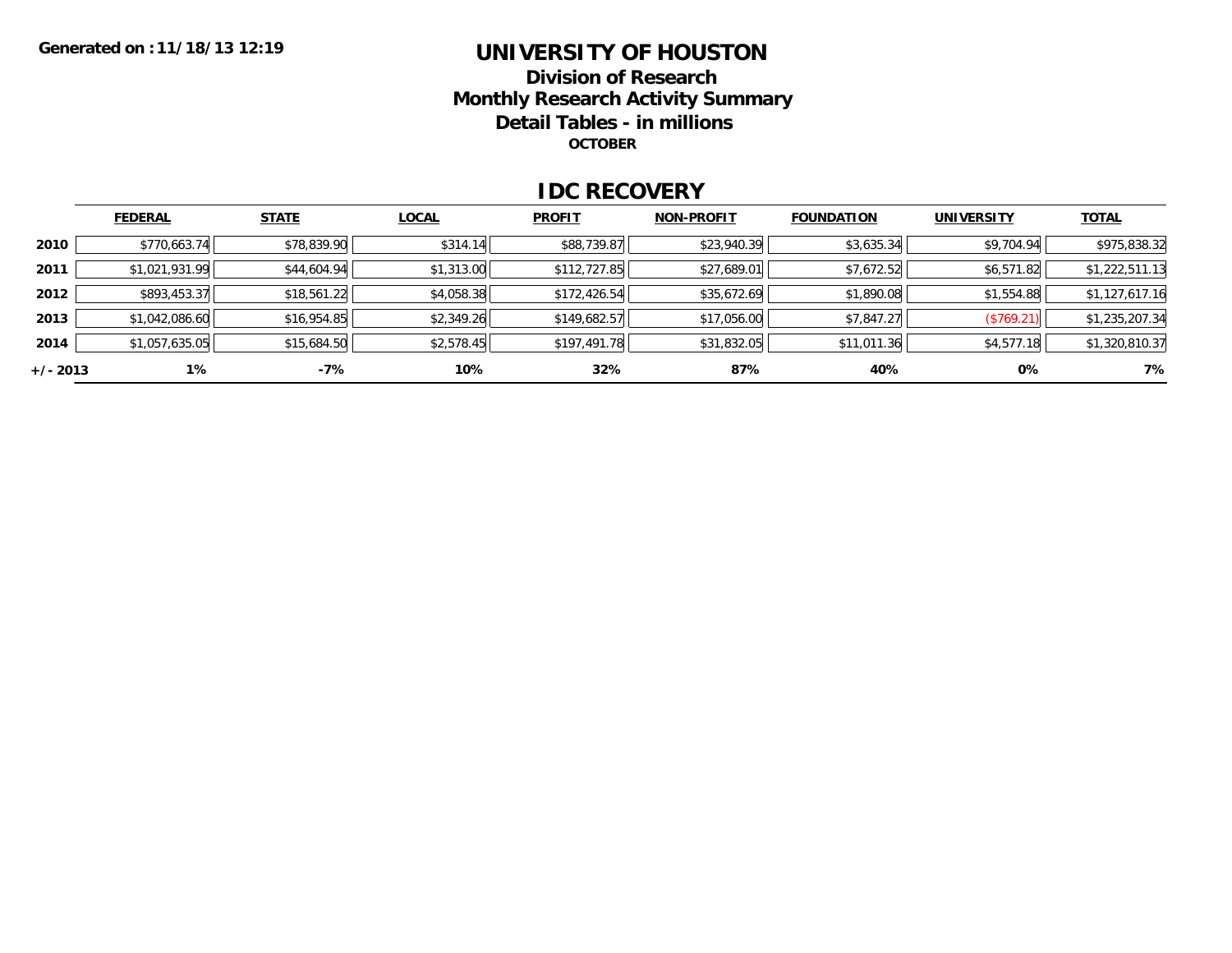Generated on : 11/18/13 12:19

# UNIVERSITY OF HOUSTON

## Division of Research

## Monthly Research Activity Summary

## Detail Tables - in millions

**OCTOBER**

## IDC RECOVERY

| | FEDERAL | STATE | LOCAL | PROFIT | NON-PROFIT | FOUNDATION | UNIVERSITY | TOTAL |
|---|---|---|---|---|---|---|---|---|
| **2010** | $770,663.74 | $78,839.90 | $314.14 | $88,739.87 | $23,940.39 | $3,635.34 | $9,704.94 | $975,838.32 |
| **2011** | $1,021,931.99 | $44,604.94 | $1,313.00 | $112,727.85 | $27,689.01 | $7,672.52 | $6,571.82 | $1,222,511.13 |
| **2012** | $893,453.37 | $18,561.22 | $4,058.38 | $172,426.54 | $35,672.69 | $1,890.08 | $1,554.88 | $1,127,617.16 |
| **2013** | $1,042,086.60 | $16,954.85 | $2,349.26 | $149,682.57 | $17,056.00 | $7,847.27 | ($769.21) | $1,235,207.34 |
| **2014** | $1,057,635.05 | $15,684.50 | $2,578.45 | $197,491.78 | $31,832.05 | $11,011.36 | $4,577.18 | $1,320,810.37 |
| **+/- 2013** | **1%** | **-7%** | **10%** | **32%** | **87%** | **40%** | **0%** | **7%** |